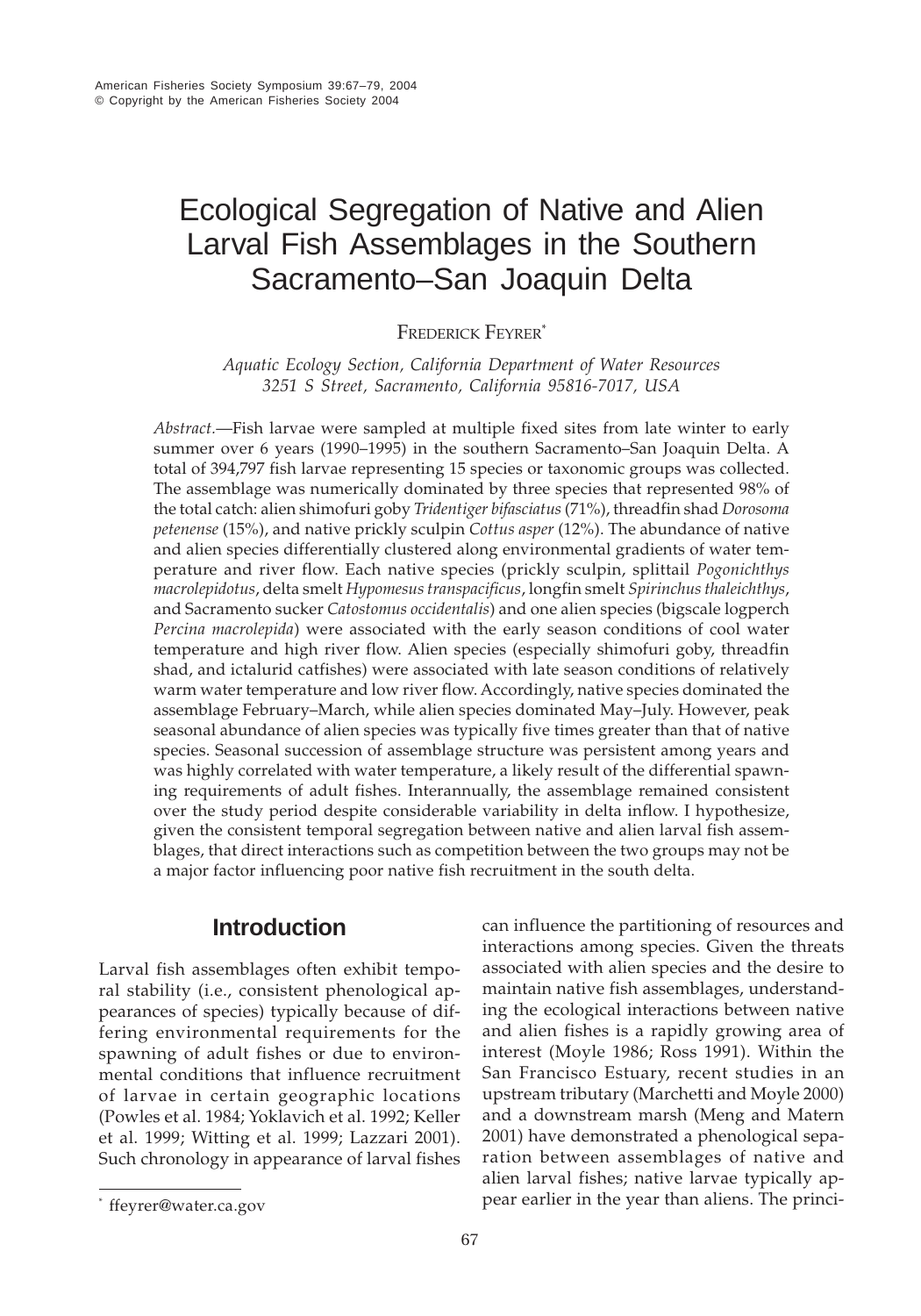# Ecological Segregation of Native and Alien Larval Fish Assemblages in the Southern Sacramento–San Joaquin Delta

FREDERICK FEYRER[*]

*Aquatic Ecology Section, California Department of Water Resources*
*3251 S Street, Sacramento, California 95816-7017, USA*

*Abstract.*—Fish larvae were sampled at multiple fixed sites from late winter to early summer over 6 years (1990–1995) in the southern Sacramento–San Joaquin Delta. A total of 394,797 fish larvae representing 15 species or taxonomic groups was collected. The assemblage was numerically dominated by three species that represented 98% of the total catch: alien shimofuri goby *Tridentiger bifasciatus* (71%), threadfin shad *Dorosoma petenense* (15%), and native prickly sculpin *Cottus asper* (12%). The abundance of native and alien species differentially clustered along environmental gradients of water temperature and river flow. Each native species (prickly sculpin, splittail *Pogonichthys macrolepidotus*, delta smelt *Hypomesus transpacificus*, longfin smelt *Spirinchus thaleichthys*, and Sacramento sucker *Catostomus occidentalis*) and one alien species (bigscale logperch *Percina macrolepida*) were associated with the early season conditions of cool water temperature and high river flow. Alien species (especially shimofuri goby, threadfin shad, and ictalurid catfishes) were associated with late season conditions of relatively warm water temperature and low river flow. Accordingly, native species dominated the assemblage February–March, while alien species dominated May–July. However, peak seasonal abundance of alien species was typically five times greater than that of native species. Seasonal succession of assemblage structure was persistent among years and was highly correlated with water temperature, a likely result of the differential spawning requirements of adult fishes. Interannually, the assemblage remained consistent over the study period despite considerable variability in delta inflow. I hypothesize, given the consistent temporal segregation between native and alien larval fish assemblages, that direct interactions such as competition between the two groups may not be a major factor influencing poor native fish recruitment in the south delta.

## Introduction

Larval fish assemblages often exhibit temporal stability (i.e., consistent phenological appearances of species) typically because of differing environmental requirements for the spawning of adult fishes or due to environmental conditions that influence recruitment of larvae in certain geographic locations (Powles et al. 1984; Yoklavich et al. 1992; Keller et al. 1999; Witting et al. 1999; Lazzari 2001). Such chronology in appearance of larval fishes can influence the partitioning of resources and interactions among species. Given the threats associated with alien species and the desire to maintain native fish assemblages, understanding the ecological interactions between native and alien fishes is a rapidly growing area of interest (Moyle 1986; Ross 1991). Within the San Francisco Estuary, recent studies in an upstream tributary (Marchetti and Moyle 2000) and a downstream marsh (Meng and Matern 2001) have demonstrated a phenological separation between assemblages of native and alien larval fishes; native larvae typically appear earlier in the year than aliens. The princi-

[*] ffeyrer@water.ca.gov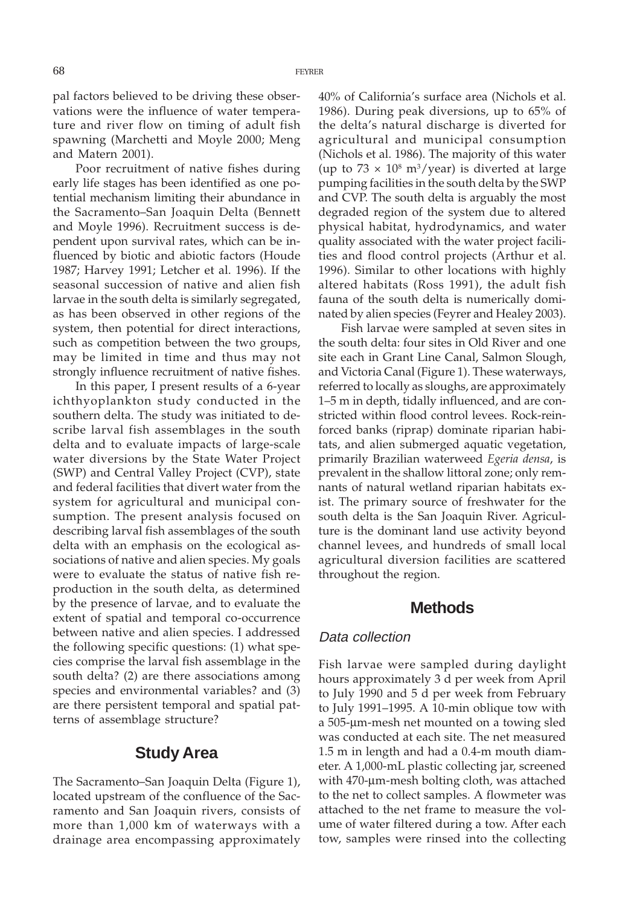pal factors believed to be driving these observations were the influence of water temperature and river flow on timing of adult fish spawning (Marchetti and Moyle 2000; Meng and Matern 2001).

Poor recruitment of native fishes during early life stages has been identified as one potential mechanism limiting their abundance in the Sacramento–San Joaquin Delta (Bennett and Moyle 1996). Recruitment success is dependent upon survival rates, which can be influenced by biotic and abiotic factors (Houde 1987; Harvey 1991; Letcher et al. 1996). If the seasonal succession of native and alien fish larvae in the south delta is similarly segregated, as has been observed in other regions of the system, then potential for direct interactions, such as competition between the two groups, may be limited in time and thus may not strongly influence recruitment of native fishes.

In this paper, I present results of a 6-year ichthyoplankton study conducted in the southern delta. The study was initiated to describe larval fish assemblages in the south delta and to evaluate impacts of large-scale water diversions by the State Water Project (SWP) and Central Valley Project (CVP), state and federal facilities that divert water from the system for agricultural and municipal consumption. The present analysis focused on describing larval fish assemblages of the south delta with an emphasis on the ecological associations of native and alien species. My goals were to evaluate the status of native fish reproduction in the south delta, as determined by the presence of larvae, and to evaluate the extent of spatial and temporal co-occurrence between native and alien species. I addressed the following specific questions: (1) what species comprise the larval fish assemblage in the south delta? (2) are there associations among species and environmental variables? and (3) are there persistent temporal and spatial patterns of assemblage structure?

## Study Area

The Sacramento–San Joaquin Delta (Figure 1), located upstream of the confluence of the Sacramento and San Joaquin rivers, consists of more than 1,000 km of waterways with a drainage area encompassing approximately 40% of California's surface area (Nichols et al. 1986). During peak diversions, up to 65% of the delta's natural discharge is diverted for agricultural and municipal consumption (Nichols et al. 1986). The majority of this water (up to $73 \times 10^8$ $m^3$/year) is diverted at large pumping facilities in the south delta by the SWP and CVP. The south delta is arguably the most degraded region of the system due to altered physical habitat, hydrodynamics, and water quality associated with the water project facilities and flood control projects (Arthur et al. 1996). Similar to other locations with highly altered habitats (Ross 1991), the adult fish fauna of the south delta is numerically dominated by alien species (Feyrer and Healey 2003).

Fish larvae were sampled at seven sites in the south delta: four sites in Old River and one site each in Grant Line Canal, Salmon Slough, and Victoria Canal (Figure 1). These waterways, referred to locally as sloughs, are approximately 1–5 m in depth, tidally influenced, and are constricted within flood control levees. Rock-reinforced banks (riprap) dominate riparian habitats, and alien submerged aquatic vegetation, primarily Brazilian waterweed *Egeria densa*, is prevalent in the shallow littoral zone; only remnants of natural wetland riparian habitats exist. The primary source of freshwater for the south delta is the San Joaquin River. Agriculture is the dominant land use activity beyond channel levees, and hundreds of small local agricultural diversion facilities are scattered throughout the region.

## Methods

### Data collection

Fish larvae were sampled during daylight hours approximately 3 d per week from April to July 1990 and 5 d per week from February to July 1991–1995. A 10-min oblique tow with a 505-μm-mesh net mounted on a towing sled was conducted at each site. The net measured 1.5 m in length and had a 0.4-m mouth diameter. A 1,000-mL plastic collecting jar, screened with 470-μm-mesh bolting cloth, was attached to the net to collect samples. A flowmeter was attached to the net frame to measure the volume of water filtered during a tow. After each tow, samples were rinsed into the collecting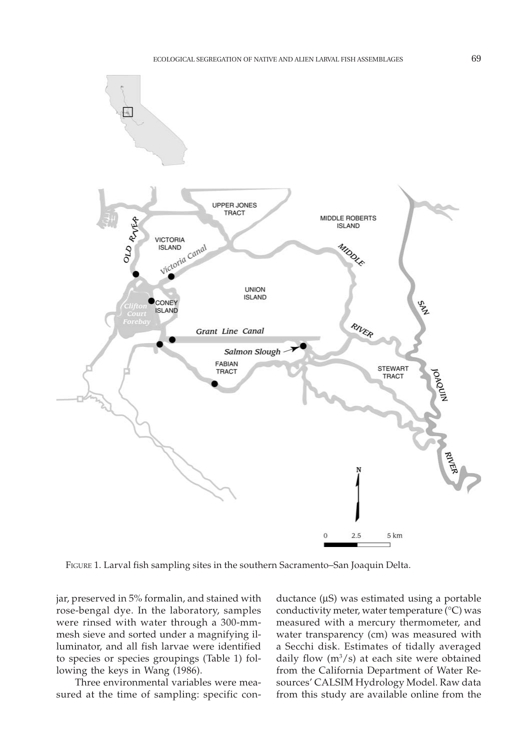FIGURE 1. Larval fish sampling sites in the southern Sacramento–San Joaquin Delta.

jar, preserved in 5% formalin, and stained with rose-bengal dye. In the laboratory, samples were rinsed with water through a 300-mm-mesh sieve and sorted under a magnifying illuminator, and all fish larvae were identified to species or species groupings (Table 1) following the keys in Wang (1986).

Three environmental variables were measured at the time of sampling: specific conductance (µS) was estimated using a portable conductivity meter, water temperature (°C) was measured with a mercury thermometer, and water transparency (cm) was measured with a Secchi disk. Estimates of tidally averaged daily flow ($m^3/s$) at each site were obtained from the California Department of Water Resources' CALSIM Hydrology Model. Raw data from this study are available online from the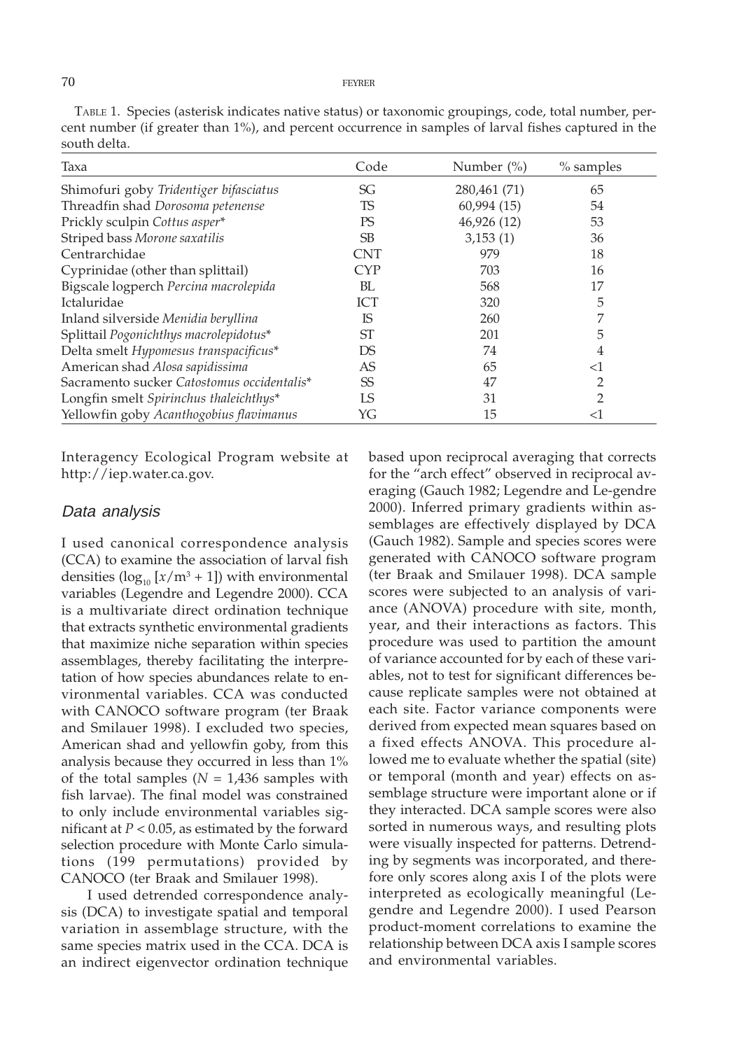TABLE 1. Species (asterisk indicates native status) or taxonomic groupings, code, total number, percent number (if greater than 1%), and percent occurrence in samples of larval fishes captured in the south delta.

| Taxa | Code | Number (%) | % samples |
|---|---|---|---|
| Shimofuri goby *Tridentiger bifasciatus* | SG | 280,461 (71) | 65 |
| Threadfin shad *Dorosoma petenense* | TS | 60,994 (15) | 54 |
| Prickly sculpin *Cottus asper** | PS | 46,926 (12) | 53 |
| Striped bass *Morone saxatilis* | SB | 3,153 (1) | 36 |
| Centrarchidae | CNT | 979 | 18 |
| Cyprinidae (other than splittail) | CYP | 703 | 16 |
| Bigscale logperch *Percina macrolepida* | BL | 568 | 17 |
| Ictaluridae | ICT | 320 | 5 |
| Inland silverside *Menidia beryllina* | IS | 260 | 7 |
| Splittail *Pogonichthys macrolepidotus** | ST | 201 | 5 |
| Delta smelt *Hypomesus transpacificus** | DS | 74 | 4 |
| American shad *Alosa sapidissima* | AS | 65 | <1 |
| Sacramento sucker *Catostomus occidentalis** | SS | 47 | 2 |
| Longfin smelt *Spirinchus thaleichthys** | LS | 31 | 2 |
| Yellowfin goby *Acanthogobius flavimanus* | YG | 15 | <1 |

Interagency Ecological Program website at http://iep.water.ca.gov.

### *Data analysis*

I used canonical correspondence analysis (CCA) to examine the association of larval fish densities ($\log_{10}[x/m^3 + 1]$) with environmental variables (Legendre and Legendre 2000). CCA is a multivariate direct ordination technique that extracts synthetic environmental gradients that maximize niche separation within species assemblages, thereby facilitating the interpretation of how species abundances relate to environmental variables. CCA was conducted with CANOCO software program (ter Braak and Smilauer 1998). I excluded two species, American shad and yellowfin goby, from this analysis because they occurred in less than 1% of the total samples ($N$ = 1,436 samples with fish larvae). The final model was constrained to only include environmental variables significant at $P < 0.05$, as estimated by the forward selection procedure with Monte Carlo simulations (199 permutations) provided by CANOCO (ter Braak and Smilauer 1998).

I used detrended correspondence analysis (DCA) to investigate spatial and temporal variation in assemblage structure, with the same species matrix used in the CCA. DCA is an indirect eigenvector ordination technique based upon reciprocal averaging that corrects for the "arch effect" observed in reciprocal averaging (Gauch 1982; Legendre and Le-gendre 2000). Inferred primary gradients within assemblages are effectively displayed by DCA (Gauch 1982). Sample and species scores were generated with CANOCO software program (ter Braak and Smilauer 1998). DCA sample scores were subjected to an analysis of variance (ANOVA) procedure with site, month, year, and their interactions as factors. This procedure was used to partition the amount of variance accounted for by each of these variables, not to test for significant differences because replicate samples were not obtained at each site. Factor variance components were derived from expected mean squares based on a fixed effects ANOVA. This procedure allowed me to evaluate whether the spatial (site) or temporal (month and year) effects on assemblage structure were important alone or if they interacted. DCA sample scores were also sorted in numerous ways, and resulting plots were visually inspected for patterns. Detrending by segments was incorporated, and therefore only scores along axis I of the plots were interpreted as ecologically meaningful (Legendre and Legendre 2000). I used Pearson product-moment correlations to examine the relationship between DCA axis I sample scores and environmental variables.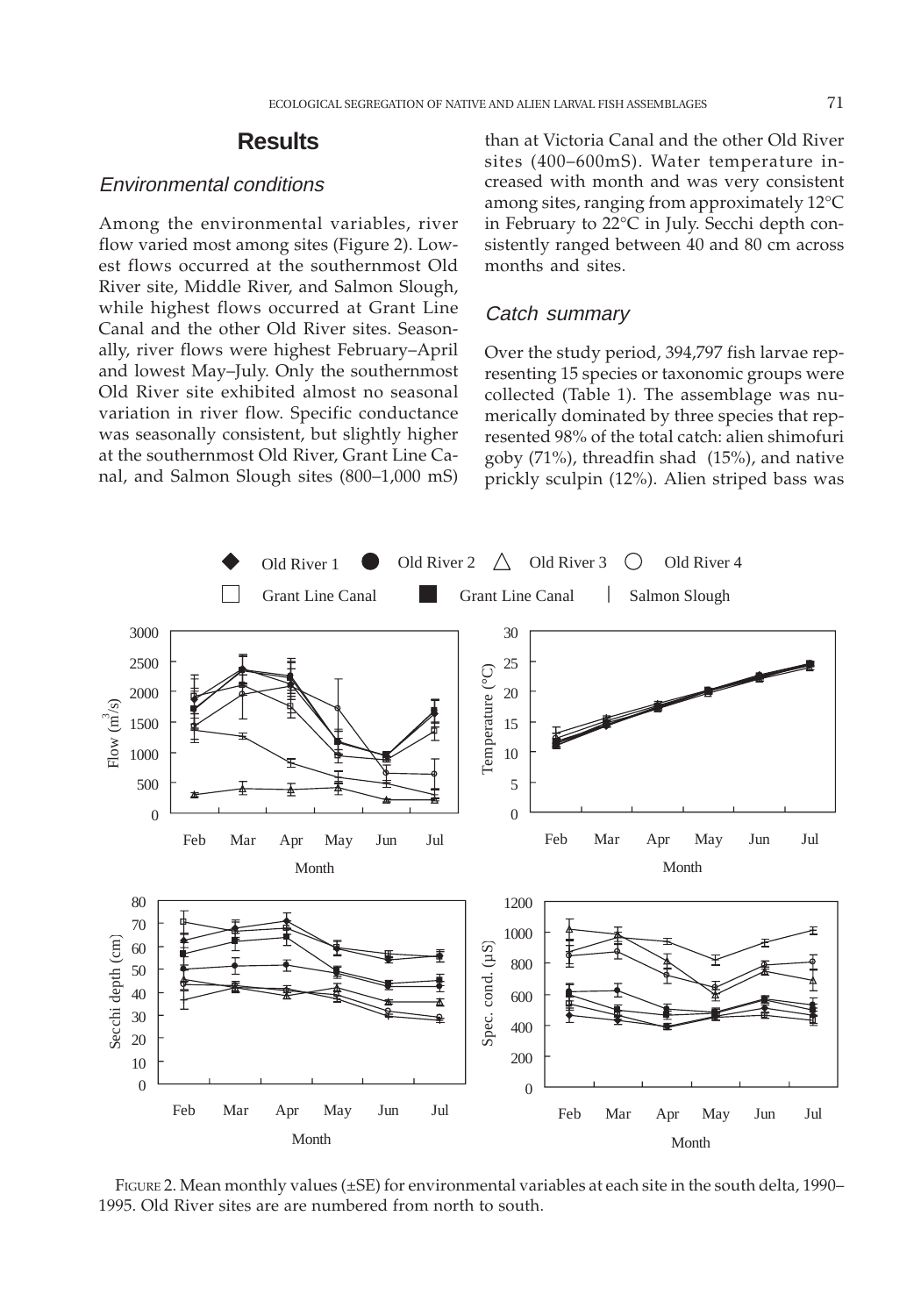## Results

### Environmental conditions

Among the environmental variables, river flow varied most among sites (Figure 2). Lowest flows occurred at the southernmost Old River site, Middle River, and Salmon Slough, while highest flows occurred at Grant Line Canal and the other Old River sites. Seasonally, river flows were highest February–April and lowest May–July. Only the southernmost Old River site exhibited almost no seasonal variation in river flow. Specific conductance was seasonally consistent, but slightly higher at the southernmost Old River, Grant Line Canal, and Salmon Slough sites (800–1,000 mS) than at Victoria Canal and the other Old River sites (400–600mS). Water temperature increased with month and was very consistent among sites, ranging from approximately 12°C in February to 22°C in July. Secchi depth consistently ranged between 40 and 80 cm across months and sites.

### Catch summary

Over the study period, 394,797 fish larvae representing 15 species or taxonomic groups were collected (Table 1). The assemblage was numerically dominated by three species that represented 98% of the total catch: alien shimofuri goby (71%), threadfin shad (15%), and native prickly sculpin (12%). Alien striped bass was

FIGURE 2. Mean monthly values (±SE) for environmental variables at each site in the south delta, 1990–1995. Old River sites are are numbered from north to south.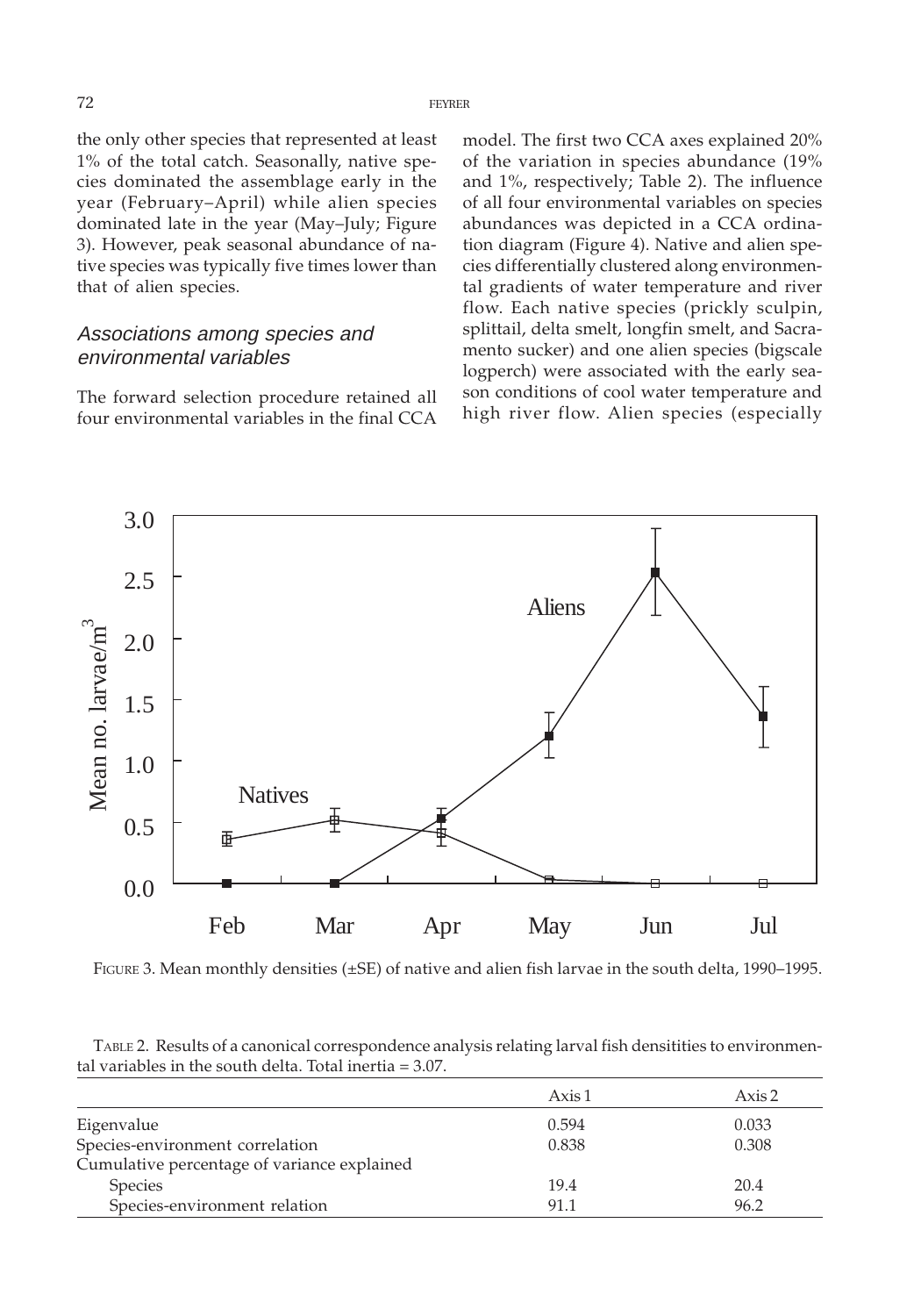the only other species that represented at least 1% of the total catch. Seasonally, native species dominated the assemblage early in the year (February–April) while alien species dominated late in the year (May–July; Figure 3). However, peak seasonal abundance of native species was typically five times lower than that of alien species.

### *Associations among species and environmental variables*

The forward selection procedure retained all four environmental variables in the final CCA model. The first two CCA axes explained 20% of the variation in species abundance (19% and 1%, respectively; Table 2). The influence of all four environmental variables on species abundances was depicted in a CCA ordination diagram (Figure 4). Native and alien species differentially clustered along environmental gradients of water temperature and river flow. Each native species (prickly sculpin, splittail, delta smelt, longfin smelt, and Sacramento sucker) and one alien species (bigscale logperch) were associated with the early season conditions of cool water temperature and high river flow. Alien species (especially

FIGURE 3. Mean monthly densities (±SE) of native and alien fish larvae in the south delta, 1990–1995.

TABLE 2. Results of a canonical correspondence analysis relating larval fish densitities to environmental variables in the south delta. Total inertia = 3.07.

| | Axis 1 | Axis 2 |
|---|---|---|
| Eigenvalue | 0.594 | 0.033 |
| Species-environment correlation | 0.838 | 0.308 |
| Cumulative percentage of variance explained | | |
| Species | 19.4 | 20.4 |
| Species-environment relation | 91.1 | 96.2 |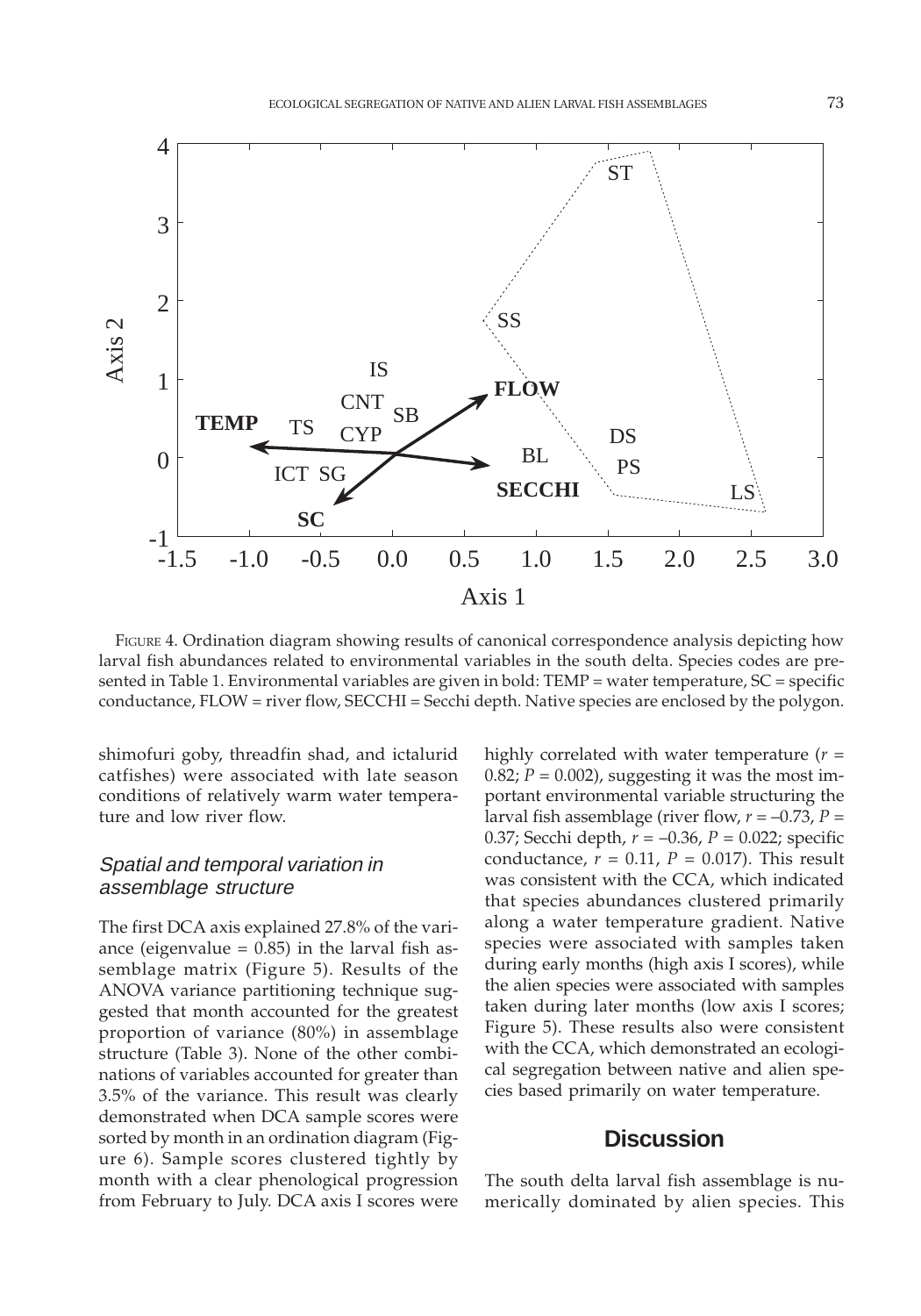FIGURE 4. Ordination diagram showing results of canonical correspondence analysis depicting how larval fish abundances related to environmental variables in the south delta. Species codes are presented in Table 1. Environmental variables are given in bold: TEMP = water temperature, SC = specific conductance, FLOW = river flow, SECCHI = Secchi depth. Native species are enclosed by the polygon.

shimofuri goby, threadfin shad, and ictalurid catfishes) were associated with late season conditions of relatively warm water temperature and low river flow.

### *Spatial and temporal variation in assemblage structure*

The first DCA axis explained 27.8% of the variance (eigenvalue = 0.85) in the larval fish assemblage matrix (Figure 5). Results of the ANOVA variance partitioning technique suggested that month accounted for the greatest proportion of variance (80%) in assemblage structure (Table 3). None of the other combinations of variables accounted for greater than 3.5% of the variance. This result was clearly demonstrated when DCA sample scores were sorted by month in an ordination diagram (Figure 6). Sample scores clustered tightly by month with a clear phenological progression from February to July. DCA axis I scores were highly correlated with water temperature ($r$ = 0.82; $P$ = 0.002), suggesting it was the most important environmental variable structuring the larval fish assemblage (river flow, $r$ = –0.73, $P$ = 0.37; Secchi depth, $r$ = –0.36, $P$ = 0.022; specific conductance, $r$ = 0.11, $P$ = 0.017). This result was consistent with the CCA, which indicated that species abundances clustered primarily along a water temperature gradient. Native species were associated with samples taken during early months (high axis I scores), while the alien species were associated with samples taken during later months (low axis I scores; Figure 5). These results also were consistent with the CCA, which demonstrated an ecological segregation between native and alien species based primarily on water temperature.

## Discussion

The south delta larval fish assemblage is numerically dominated by alien species. This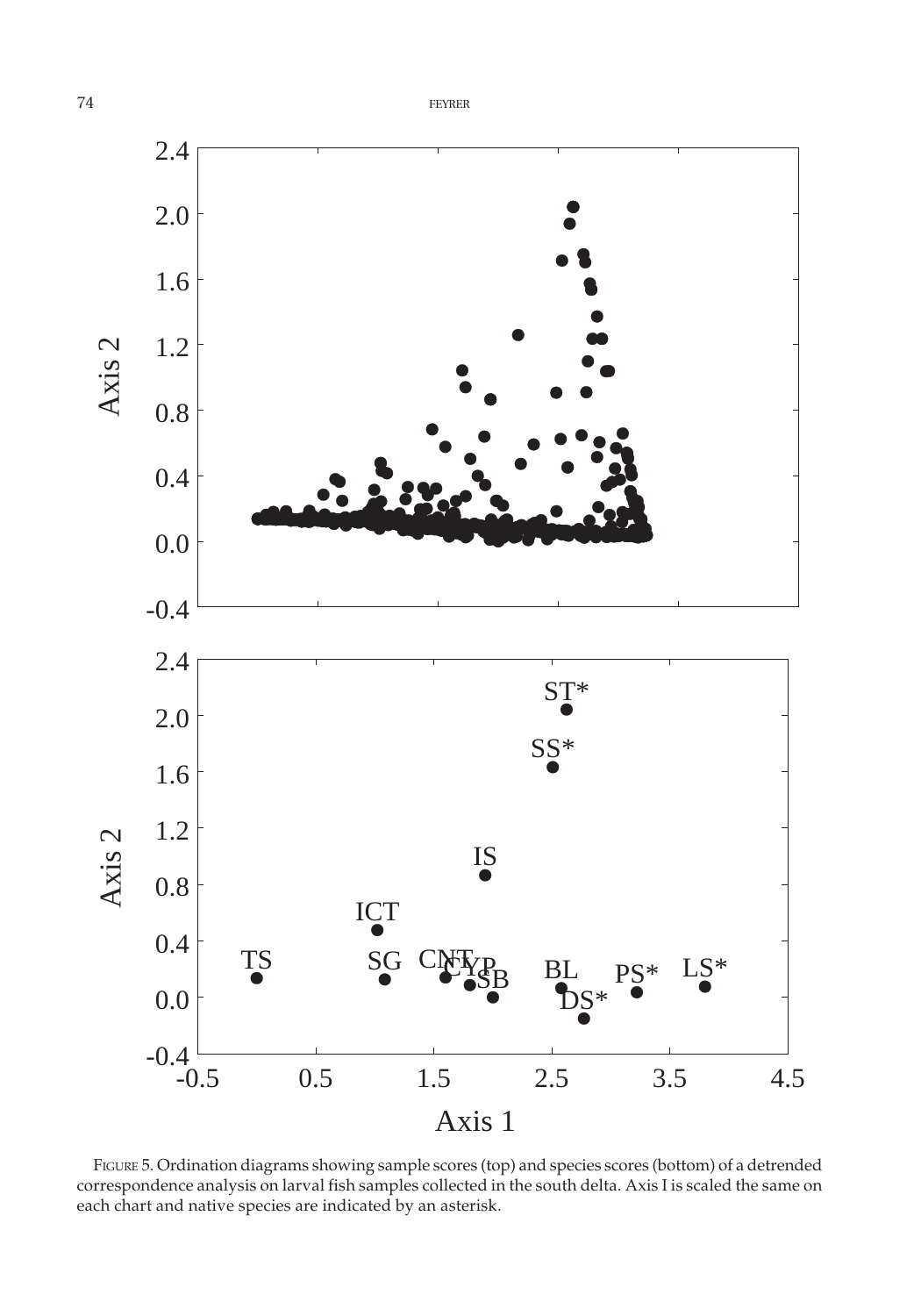FIGURE 5. Ordination diagrams showing sample scores (top) and species scores (bottom) of a detrended correspondence analysis on larval fish samples collected in the south delta. Axis I is scaled the same on each chart and native species are indicated by an asterisk.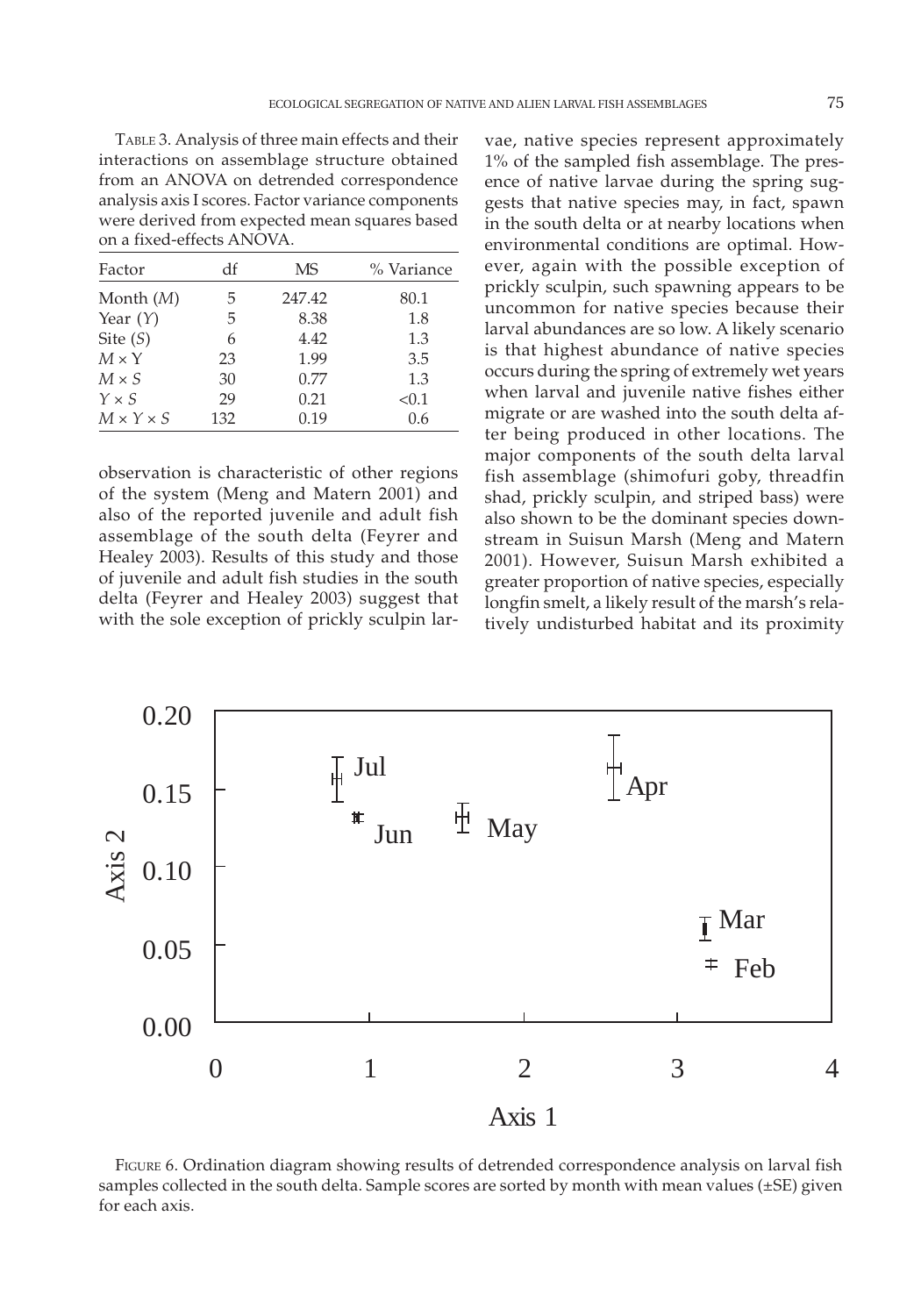TABLE 3. Analysis of three main effects and their interactions on assemblage structure obtained from an ANOVA on detrended correspondence analysis axis I scores. Factor variance components were derived from expected mean squares based on a fixed-effects ANOVA.

| Factor | df | MS | % Variance |
|---|---|---|---|
| Month ($M$) | 5 | 247.42 | 80.1 |
| Year ($Y$) | 5 | 8.38 | 1.8 |
| Site ($S$) | 6 | 4.42 | 1.3 |
| $M \times Y$ | 23 | 1.99 | 3.5 |
| $M \times S$ | 30 | 0.77 | 1.3 |
| $Y \times S$ | 29 | 0.21 | <0.1 |
| $M \times Y \times S$ | 132 | 0.19 | 0.6 |

observation is characteristic of other regions of the system (Meng and Matern 2001) and also of the reported juvenile and adult fish assemblage of the south delta (Feyrer and Healey 2003). Results of this study and those of juvenile and adult fish studies in the south delta (Feyrer and Healey 2003) suggest that with the sole exception of prickly sculpin larvae, native species represent approximately 1% of the sampled fish assemblage. The presence of native larvae during the spring suggests that native species may, in fact, spawn in the south delta or at nearby locations when environmental conditions are optimal. However, again with the possible exception of prickly sculpin, such spawning appears to be uncommon for native species because their larval abundances are so low. A likely scenario is that highest abundance of native species occurs during the spring of extremely wet years when larval and juvenile native fishes either migrate or are washed into the south delta after being produced in other locations. The major components of the south delta larval fish assemblage (shimofuri goby, threadfin shad, prickly sculpin, and striped bass) were also shown to be the dominant species downstream in Suisun Marsh (Meng and Matern 2001). However, Suisun Marsh exhibited a greater proportion of native species, especially longfin smelt, a likely result of the marsh's relatively undisturbed habitat and its proximity

FIGURE 6. Ordination diagram showing results of detrended correspondence analysis on larval fish samples collected in the south delta. Sample scores are sorted by month with mean values (±SE) given for each axis.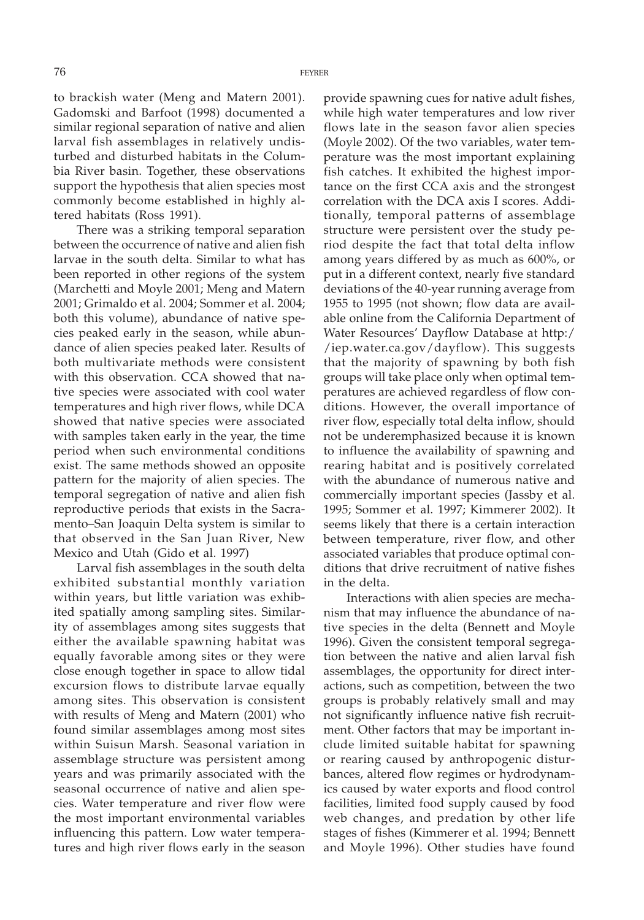to brackish water (Meng and Matern 2001). Gadomski and Barfoot (1998) documented a similar regional separation of native and alien larval fish assemblages in relatively undisturbed and disturbed habitats in the Columbia River basin. Together, these observations support the hypothesis that alien species most commonly become established in highly altered habitats (Ross 1991).

There was a striking temporal separation between the occurrence of native and alien fish larvae in the south delta. Similar to what has been reported in other regions of the system (Marchetti and Moyle 2001; Meng and Matern 2001; Grimaldo et al. 2004; Sommer et al. 2004; both this volume), abundance of native species peaked early in the season, while abundance of alien species peaked later. Results of both multivariate methods were consistent with this observation. CCA showed that native species were associated with cool water temperatures and high river flows, while DCA showed that native species were associated with samples taken early in the year, the time period when such environmental conditions exist. The same methods showed an opposite pattern for the majority of alien species. The temporal segregation of native and alien fish reproductive periods that exists in the Sacramento–San Joaquin Delta system is similar to that observed in the San Juan River, New Mexico and Utah (Gido et al. 1997)

Larval fish assemblages in the south delta exhibited substantial monthly variation within years, but little variation was exhibited spatially among sampling sites. Similarity of assemblages among sites suggests that either the available spawning habitat was equally favorable among sites or they were close enough together in space to allow tidal excursion flows to distribute larvae equally among sites. This observation is consistent with results of Meng and Matern (2001) who found similar assemblages among most sites within Suisun Marsh. Seasonal variation in assemblage structure was persistent among years and was primarily associated with the seasonal occurrence of native and alien species. Water temperature and river flow were the most important environmental variables influencing this pattern. Low water temperatures and high river flows early in the season provide spawning cues for native adult fishes, while high water temperatures and low river flows late in the season favor alien species (Moyle 2002). Of the two variables, water temperature was the most important explaining fish catches. It exhibited the highest importance on the first CCA axis and the strongest correlation with the DCA axis I scores. Additionally, temporal patterns of assemblage structure were persistent over the study period despite the fact that total delta inflow among years differed by as much as 600%, or put in a different context, nearly five standard deviations of the 40-year running average from 1955 to 1995 (not shown; flow data are available online from the California Department of Water Resources' Dayflow Database at http://iep.water.ca.gov/dayflow). This suggests that the majority of spawning by both fish groups will take place only when optimal temperatures are achieved regardless of flow conditions. However, the overall importance of river flow, especially total delta inflow, should not be underemphasized because it is known to influence the availability of spawning and rearing habitat and is positively correlated with the abundance of numerous native and commercially important species (Jassby et al. 1995; Sommer et al. 1997; Kimmerer 2002). It seems likely that there is a certain interaction between temperature, river flow, and other associated variables that produce optimal conditions that drive recruitment of native fishes in the delta.

Interactions with alien species are mechanism that may influence the abundance of native species in the delta (Bennett and Moyle 1996). Given the consistent temporal segregation between the native and alien larval fish assemblages, the opportunity for direct interactions, such as competition, between the two groups is probably relatively small and may not significantly influence native fish recruitment. Other factors that may be important include limited suitable habitat for spawning or rearing caused by anthropogenic disturbances, altered flow regimes or hydrodynamics caused by water exports and flood control facilities, limited food supply caused by food web changes, and predation by other life stages of fishes (Kimmerer et al. 1994; Bennett and Moyle 1996). Other studies have found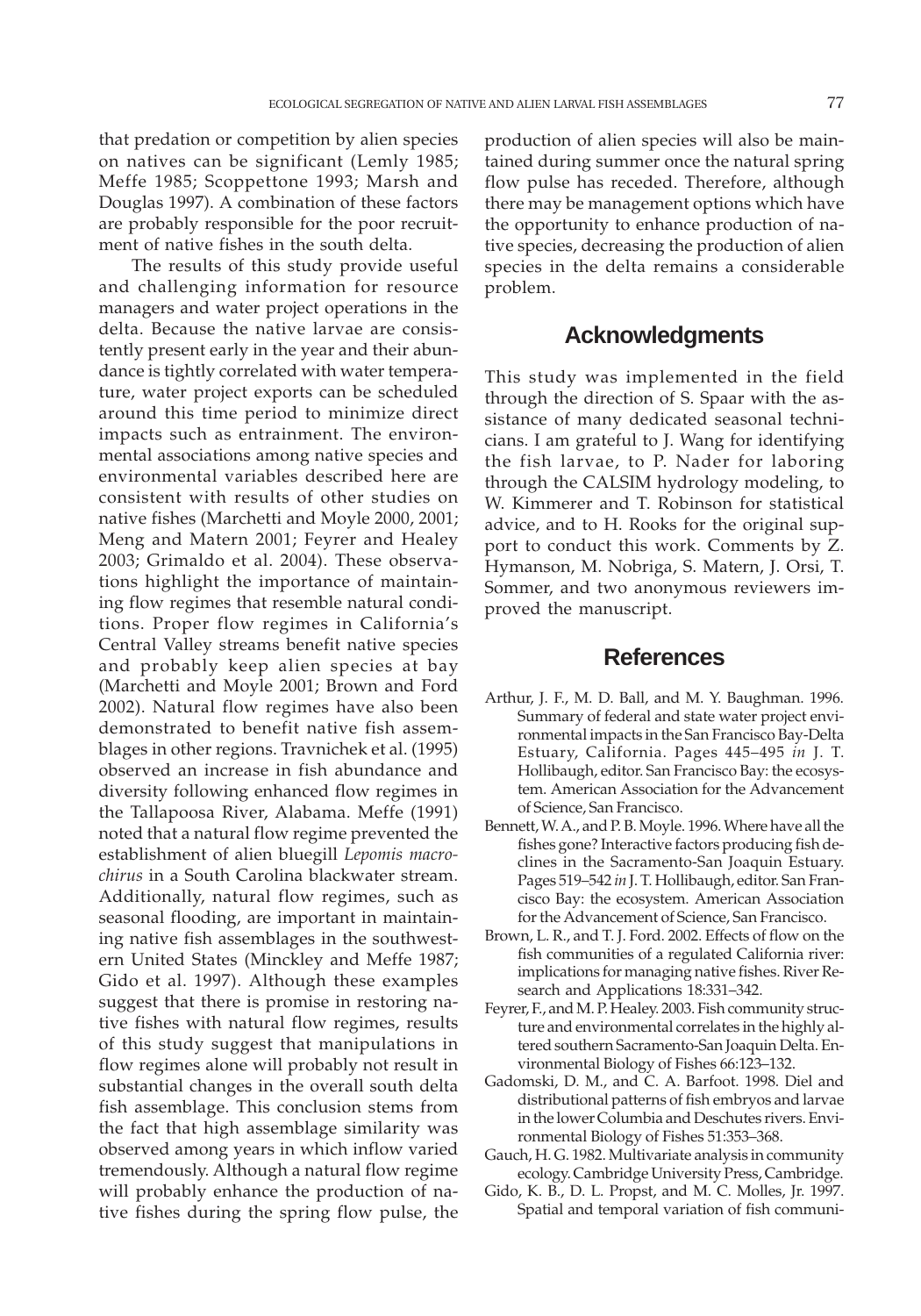that predation or competition by alien species on natives can be significant (Lemly 1985; Meffe 1985; Scoppettone 1993; Marsh and Douglas 1997). A combination of these factors are probably responsible for the poor recruitment of native fishes in the south delta.

The results of this study provide useful and challenging information for resource managers and water project operations in the delta. Because the native larvae are consistently present early in the year and their abundance is tightly correlated with water temperature, water project exports can be scheduled around this time period to minimize direct impacts such as entrainment. The environmental associations among native species and environmental variables described here are consistent with results of other studies on native fishes (Marchetti and Moyle 2000, 2001; Meng and Matern 2001; Feyrer and Healey 2003; Grimaldo et al. 2004). These observations highlight the importance of maintaining flow regimes that resemble natural conditions. Proper flow regimes in California's Central Valley streams benefit native species and probably keep alien species at bay (Marchetti and Moyle 2001; Brown and Ford 2002). Natural flow regimes have also been demonstrated to benefit native fish assemblages in other regions. Travnichek et al. (1995) observed an increase in fish abundance and diversity following enhanced flow regimes in the Tallapoosa River, Alabama. Meffe (1991) noted that a natural flow regime prevented the establishment of alien bluegill *Lepomis macrochirus* in a South Carolina blackwater stream. Additionally, natural flow regimes, such as seasonal flooding, are important in maintaining native fish assemblages in the southwestern United States (Minckley and Meffe 1987; Gido et al. 1997). Although these examples suggest that there is promise in restoring native fishes with natural flow regimes, results of this study suggest that manipulations in flow regimes alone will probably not result in substantial changes in the overall south delta fish assemblage. This conclusion stems from the fact that high assemblage similarity was observed among years in which inflow varied tremendously. Although a natural flow regime will probably enhance the production of native fishes during the spring flow pulse, the production of alien species will also be maintained during summer once the natural spring flow pulse has receded. Therefore, although there may be management options which have the opportunity to enhance production of native species, decreasing the production of alien species in the delta remains a considerable problem.

## Acknowledgments

This study was implemented in the field through the direction of S. Spaar with the assistance of many dedicated seasonal technicians. I am grateful to J. Wang for identifying the fish larvae, to P. Nader for laboring through the CALSIM hydrology modeling, to W. Kimmerer and T. Robinson for statistical advice, and to H. Rooks for the original support to conduct this work. Comments by Z. Hymanson, M. Nobriga, S. Matern, J. Orsi, T. Sommer, and two anonymous reviewers improved the manuscript.

## References

Arthur, J. F., M. D. Ball, and M. Y. Baughman. 1996. Summary of federal and state water project environmental impacts in the San Francisco Bay-Delta Estuary, California. Pages 445–495 *in* J. T. Hollibaugh, editor. San Francisco Bay: the ecosystem. American Association for the Advancement of Science, San Francisco.

Bennett, W. A., and P. B. Moyle. 1996. Where have all the fishes gone? Interactive factors producing fish declines in the Sacramento-San Joaquin Estuary. Pages 519–542 *in* J. T. Hollibaugh, editor. San Francisco Bay: the ecosystem. American Association for the Advancement of Science, San Francisco.

Brown, L. R., and T. J. Ford. 2002. Effects of flow on the fish communities of a regulated California river: implications for managing native fishes. River Research and Applications 18:331–342.

Feyrer, F., and M. P. Healey. 2003. Fish community structure and environmental correlates in the highly altered southern Sacramento-San Joaquin Delta. Environmental Biology of Fishes 66:123–132.

Gadomski, D. M., and C. A. Barfoot. 1998. Diel and distributional patterns of fish embryos and larvae in the lower Columbia and Deschutes rivers. Environmental Biology of Fishes 51:353–368.

Gauch, H. G. 1982. Multivariate analysis in community ecology. Cambridge University Press, Cambridge.

Gido, K. B., D. L. Propst, and M. C. Molles, Jr. 1997. Spatial and temporal variation of fish communi-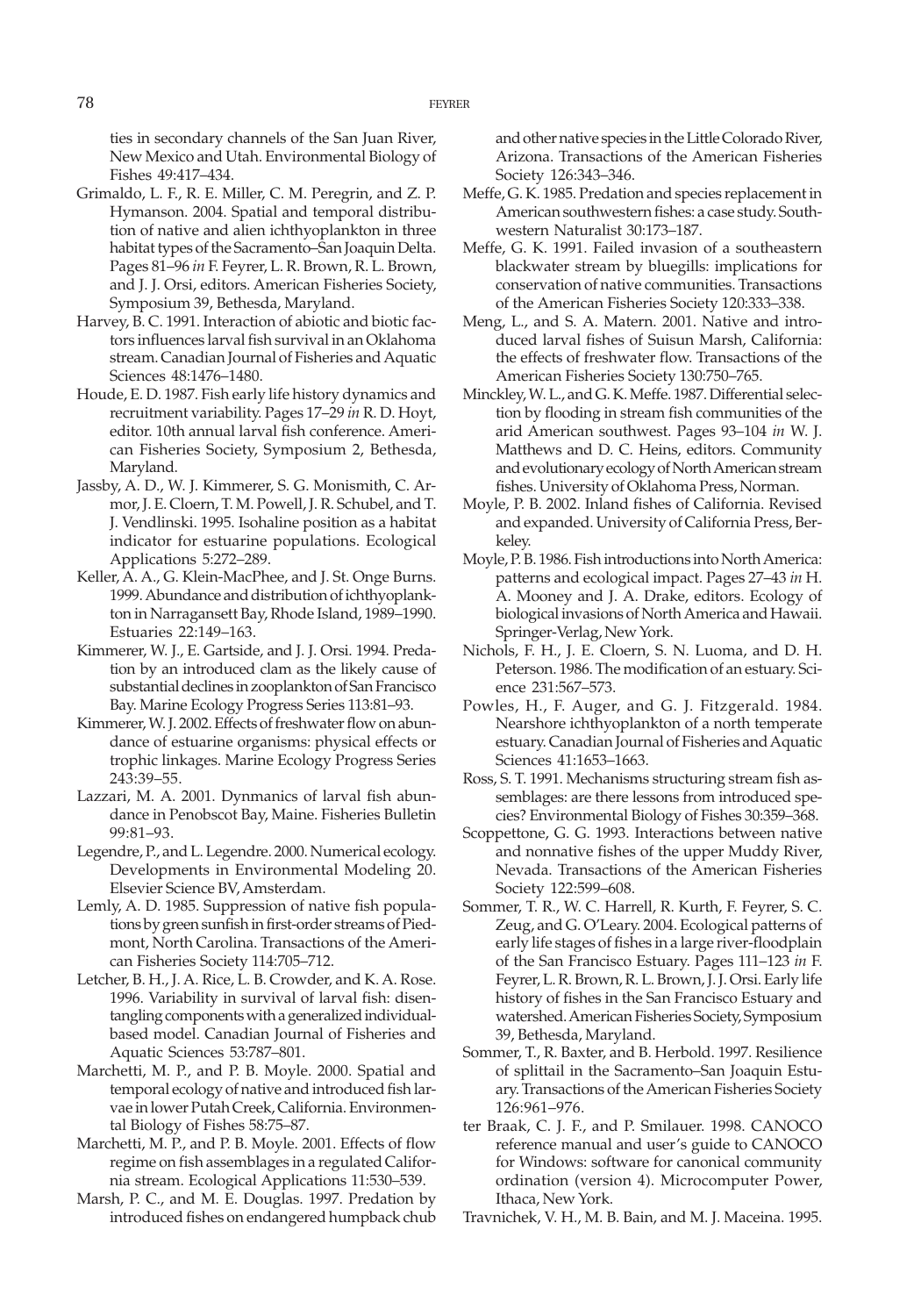ties in secondary channels of the San Juan River, New Mexico and Utah. Environmental Biology of Fishes 49:417–434.

Grimaldo, L. F., R. E. Miller, C. M. Peregrin, and Z. P. Hymanson. 2004. Spatial and temporal distribution of native and alien ichthyoplankton in three habitat types of the Sacramento–San Joaquin Delta. Pages 81–96 *in* F. Feyrer, L. R. Brown, R. L. Brown, and J. J. Orsi, editors. American Fisheries Society, Symposium 39, Bethesda, Maryland.

Harvey, B. C. 1991. Interaction of abiotic and biotic factors influences larval fish survival in an Oklahoma stream. Canadian Journal of Fisheries and Aquatic Sciences 48:1476–1480.

Houde, E. D. 1987. Fish early life history dynamics and recruitment variability. Pages 17–29 *in* R. D. Hoyt, editor. 10th annual larval fish conference. American Fisheries Society, Symposium 2, Bethesda, Maryland.

Jassby, A. D., W. J. Kimmerer, S. G. Monismith, C. Armor, J. E. Cloern, T. M. Powell, J. R. Schubel, and T. J. Vendlinski. 1995. Isohaline position as a habitat indicator for estuarine populations. Ecological Applications 5:272–289.

Keller, A. A., G. Klein-MacPhee, and J. St. Onge Burns. 1999. Abundance and distribution of ichthyoplankton in Narragansett Bay, Rhode Island, 1989–1990. Estuaries 22:149–163.

Kimmerer, W. J., E. Gartside, and J. J. Orsi. 1994. Predation by an introduced clam as the likely cause of substantial declines in zooplankton of San Francisco Bay. Marine Ecology Progress Series 113:81–93.

Kimmerer, W. J. 2002. Effects of freshwater flow on abundance of estuarine organisms: physical effects or trophic linkages. Marine Ecology Progress Series 243:39–55.

Lazzari, M. A. 2001. Dynmanics of larval fish abundance in Penobscot Bay, Maine. Fisheries Bulletin 99:81–93.

Legendre, P., and L. Legendre. 2000. Numerical ecology. Developments in Environmental Modeling 20. Elsevier Science BV, Amsterdam.

Lemly, A. D. 1985. Suppression of native fish populations by green sunfish in first-order streams of Piedmont, North Carolina. Transactions of the American Fisheries Society 114:705–712.

Letcher, B. H., J. A. Rice, L. B. Crowder, and K. A. Rose. 1996. Variability in survival of larval fish: disentangling components with a generalized individual-based model. Canadian Journal of Fisheries and Aquatic Sciences 53:787–801.

Marchetti, M. P., and P. B. Moyle. 2000. Spatial and temporal ecology of native and introduced fish larvae in lower Putah Creek, California. Environmental Biology of Fishes 58:75–87.

Marchetti, M. P., and P. B. Moyle. 2001. Effects of flow regime on fish assemblages in a regulated California stream. Ecological Applications 11:530–539.

Marsh, P. C., and M. E. Douglas. 1997. Predation by introduced fishes on endangered humpback chub and other native species in the Little Colorado River, Arizona. Transactions of the American Fisheries Society 126:343–346.

Meffe, G. K. 1985. Predation and species replacement in American southwestern fishes: a case study. Southwestern Naturalist 30:173–187.

Meffe, G. K. 1991. Failed invasion of a southeastern blackwater stream by bluegills: implications for conservation of native communities. Transactions of the American Fisheries Society 120:333–338.

Meng, L., and S. A. Matern. 2001. Native and introduced larval fishes of Suisun Marsh, California: the effects of freshwater flow. Transactions of the American Fisheries Society 130:750–765.

Minckley, W. L., and G. K. Meffe. 1987. Differential selection by flooding in stream fish communities of the arid American southwest. Pages 93–104 *in* W. J. Matthews and D. C. Heins, editors. Community and evolutionary ecology of North American stream fishes. University of Oklahoma Press, Norman.

Moyle, P. B. 2002. Inland fishes of California. Revised and expanded. University of California Press, Berkeley.

Moyle, P. B. 1986. Fish introductions into North America: patterns and ecological impact. Pages 27–43 *in* H. A. Mooney and J. A. Drake, editors. Ecology of biological invasions of North America and Hawaii. Springer-Verlag, New York.

Nichols, F. H., J. E. Cloern, S. N. Luoma, and D. H. Peterson. 1986. The modification of an estuary. Science 231:567–573.

Powles, H., F. Auger, and G. J. Fitzgerald. 1984. Nearshore ichthyoplankton of a north temperate estuary. Canadian Journal of Fisheries and Aquatic Sciences 41:1653–1663.

Ross, S. T. 1991. Mechanisms structuring stream fish assemblages: are there lessons from introduced species? Environmental Biology of Fishes 30:359–368.

Scoppettone, G. G. 1993. Interactions between native and nonnative fishes of the upper Muddy River, Nevada. Transactions of the American Fisheries Society 122:599–608.

Sommer, T. R., W. C. Harrell, R. Kurth, F. Feyrer, S. C. Zeug, and G. O'Leary. 2004. Ecological patterns of early life stages of fishes in a large river-floodplain of the San Francisco Estuary. Pages 111–123 *in* F. Feyrer, L. R. Brown, R. L. Brown, J. J. Orsi. Early life history of fishes in the San Francisco Estuary and watershed. American Fisheries Society, Symposium 39, Bethesda, Maryland.

Sommer, T., R. Baxter, and B. Herbold. 1997. Resilience of splittail in the Sacramento–San Joaquin Estuary. Transactions of the American Fisheries Society 126:961–976.

ter Braak, C. J. F., and P. Smilauer. 1998. CANOCO reference manual and user's guide to CANOCO for Windows: software for canonical community ordination (version 4). Microcomputer Power, Ithaca, New York.

Travnichek, V. H., M. B. Bain, and M. J. Maceina. 1995.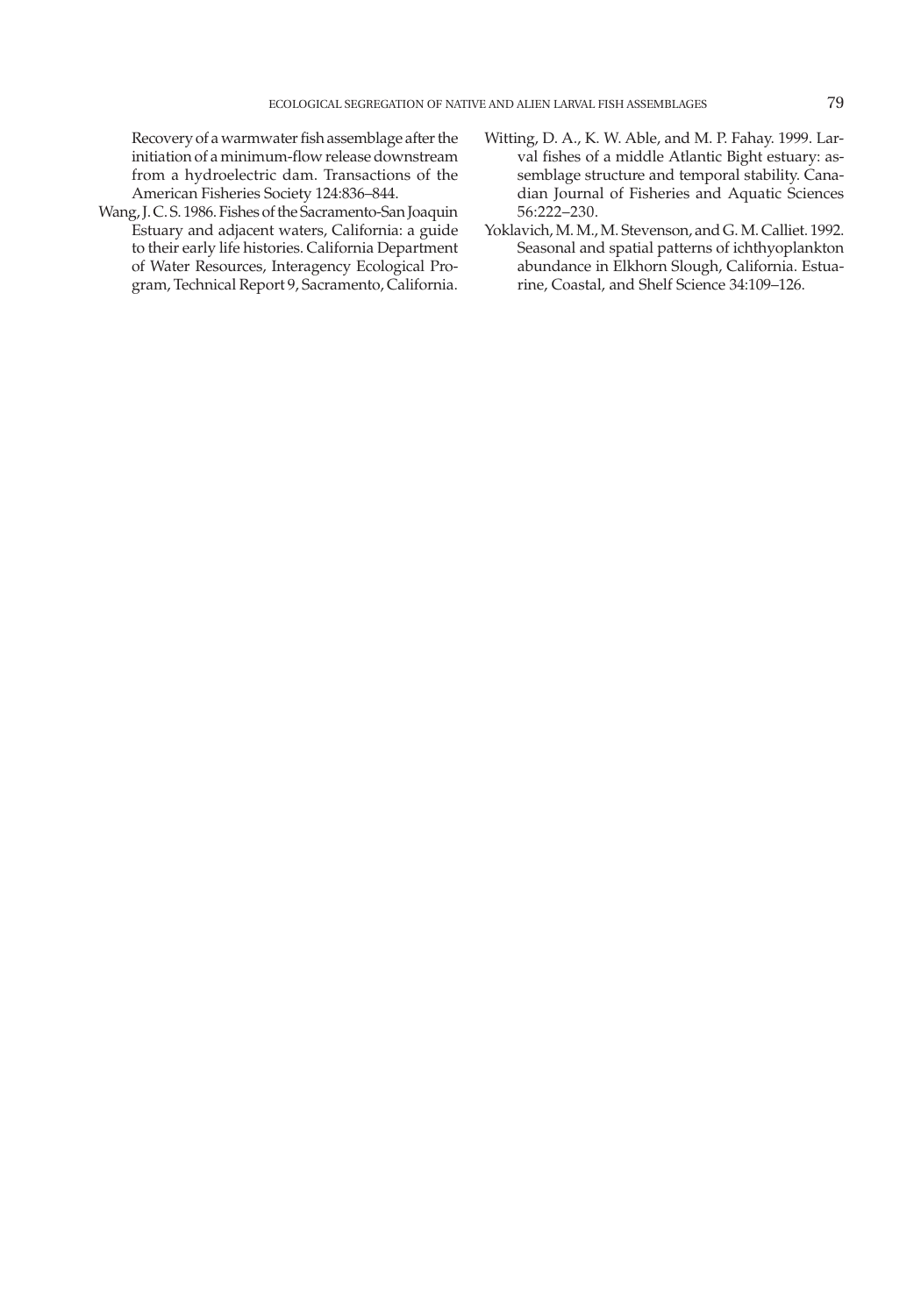Recovery of a warmwater fish assemblage after the initiation of a minimum-flow release downstream from a hydroelectric dam. Transactions of the American Fisheries Society 124:836–844.

Wang, J. C. S. 1986. Fishes of the Sacramento-San Joaquin Estuary and adjacent waters, California: a guide to their early life histories. California Department of Water Resources, Interagency Ecological Program, Technical Report 9, Sacramento, California.

Witting, D. A., K. W. Able, and M. P. Fahay. 1999. Larval fishes of a middle Atlantic Bight estuary: assemblage structure and temporal stability. Canadian Journal of Fisheries and Aquatic Sciences 56:222–230.

Yoklavich, M. M., M. Stevenson, and G. M. Calliet. 1992. Seasonal and spatial patterns of ichthyoplankton abundance in Elkhorn Slough, California. Estuarine, Coastal, and Shelf Science 34:109–126.